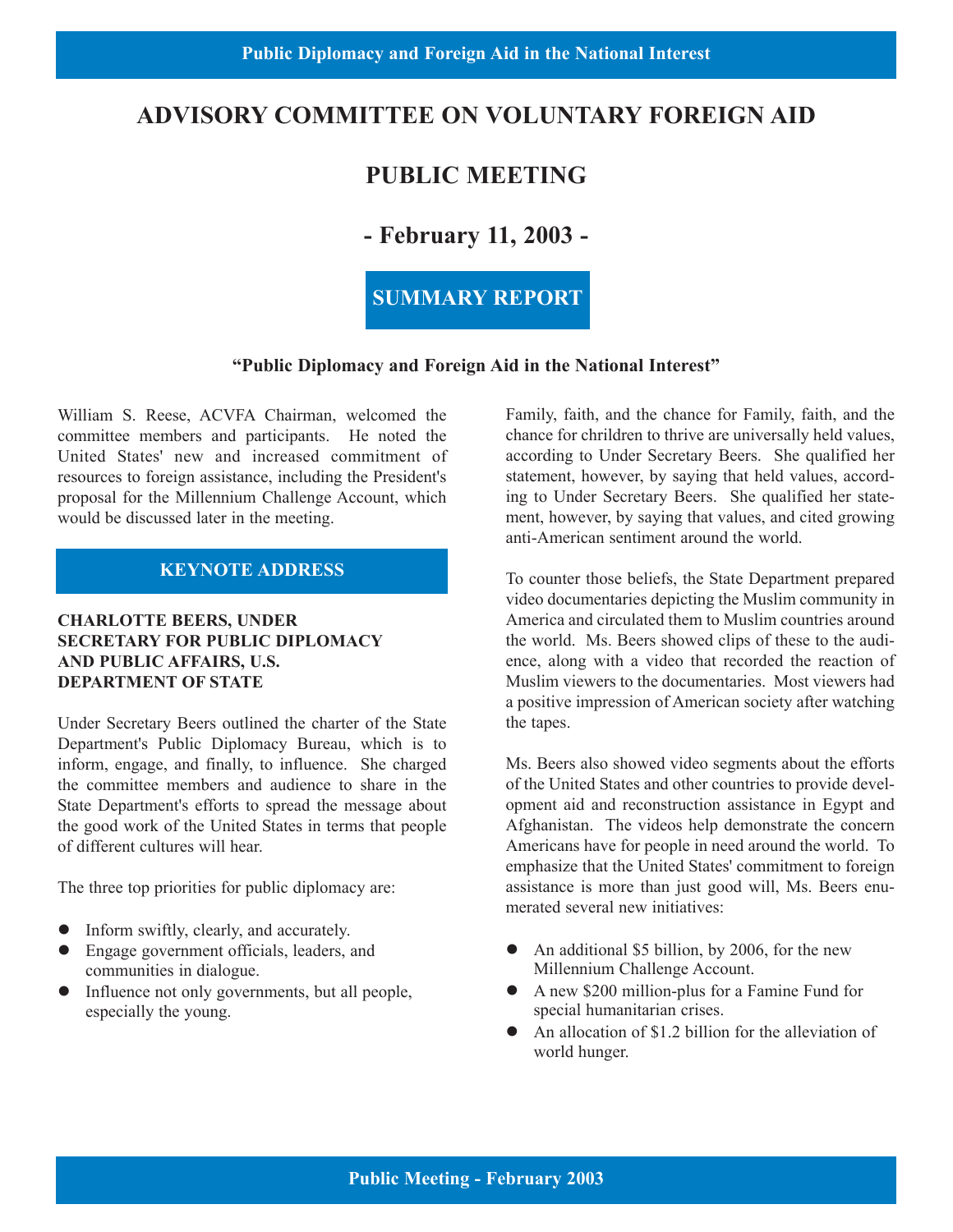# ADVISORY COMMITTEE ON VOLUNTARY FOREIGN AID

# PUBLIC MEETING

# - February 11, 2003 -

## SUMMARY REPORT

**"Public Diplomacy and Foreign Aid in the National Interest"**

William S. Reese, ACVFA Chairman, welcomed the committee members and participants. He noted the United States' new and increased commitment of resources to foreign assistance, including the President's proposal for the Millennium Challenge Account, which would be discussed later in the meeting.

## KEYNOTE ADDRESS

### CHARLOTTE BEERS, UNDER SECRETARY FOR PUBLIC DIPLOMACY AND PUBLIC AFFAIRS, U.S. DEPARTMENT OF STATE

Under Secretary Beers outlined the charter of the State Department's Public Diplomacy Bureau, which is to inform, engage, and finally, to influence. She charged the committee members and audience to share in the State Department's efforts to spread the message about the good work of the United States in terms that people of different cultures will hear.

The three top priorities for public diplomacy are:

- Inform swiftly, clearly, and accurately.
- Engage government officials, leaders, and communities in dialogue.
- Influence not only governments, but all people, especially the young.

Family, faith, and the chance for Family, faith, and the chance for chrildren to thrive are universally held values, according to Under Secretary Beers. She qualified her statement, however, by saying that held values, according to Under Secretary Beers. She qualified her statement, however, by saying that values, and cited growing anti-American sentiment around the world.

To counter those beliefs, the State Department prepared video documentaries depicting the Muslim community in America and circulated them to Muslim countries around the world. Ms. Beers showed clips of these to the audience, along with a video that recorded the reaction of Muslim viewers to the documentaries. Most viewers had a positive impression of American society after watching the tapes.

Ms. Beers also showed video segments about the efforts of the United States and other countries to provide development aid and reconstruction assistance in Egypt and Afghanistan. The videos help demonstrate the concern Americans have for people in need around the world. To emphasize that the United States' commitment to foreign assistance is more than just good will, Ms. Beers enumerated several new initiatives:

- An additional $5 billion, by 2006, for the new Millennium Challenge Account.
- A new $200 million-plus for a Famine Fund for special humanitarian crises.
- An allocation of $1.2 billion for the alleviation of world hunger.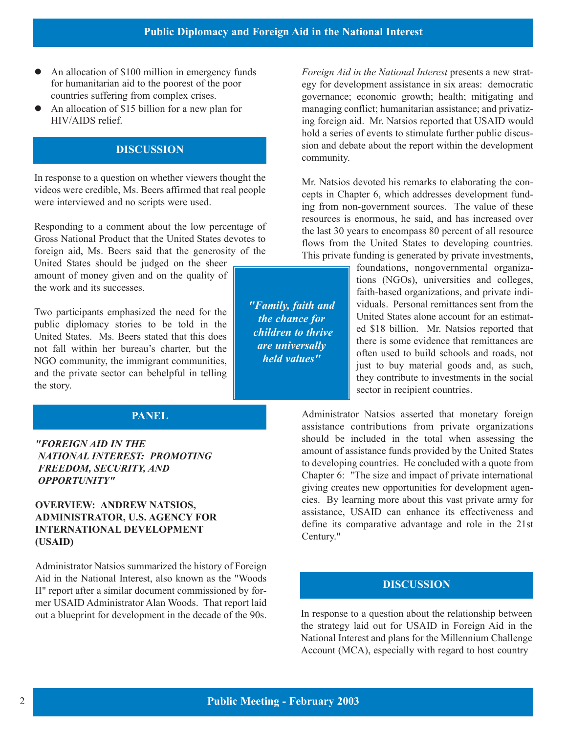- An allocation of $100 million in emergency funds for humanitarian aid to the poorest of the poor countries suffering from complex crises.
- An allocation of $15 billion for a new plan for HIV/AIDS relief.

## DISCUSSION

In response to a question on whether viewers thought the videos were credible, Ms. Beers affirmed that real people were interviewed and no scripts were used.

Responding to a comment about the low percentage of Gross National Product that the United States devotes to foreign aid, Ms. Beers said that the generosity of the United States should be judged on the sheer amount of money given and on the quality of the work and its successes.

Two participants emphasized the need for the public diplomacy stories to be told in the United States. Ms. Beers stated that this does not fall within her bureau's charter, but the NGO community, the immigrant communities, and the private sector can behelpful in telling the story.

## PANEL

***"FOREIGN AID IN THE NATIONAL INTEREST: PROMOTING FREEDOM, SECURITY, AND OPPORTUNITY"***

### OVERVIEW: ANDREW NATSIOS, ADMINISTRATOR, U.S. AGENCY FOR INTERNATIONAL DEVELOPMENT (USAID)

Administrator Natsios summarized the history of Foreign Aid in the National Interest, also known as the "Woods II" report after a similar document commissioned by former USAID Administrator Alan Woods. That report laid out a blueprint for development in the decade of the 90s. *Foreign Aid in the National Interest* presents a new strategy for development assistance in six areas: democratic governance; economic growth; health; mitigating and managing conflict; humanitarian assistance; and privatizing foreign aid. Mr. Natsios reported that USAID would hold a series of events to stimulate further public discussion and debate about the report within the development community.

Mr. Natsios devoted his remarks to elaborating the concepts in Chapter 6, which addresses development funding from non-government sources. The value of these resources is enormous, he said, and has increased over the last 30 years to encompass 80 percent of all resource flows from the United States to developing countries. This private funding is generated by private investments, foundations, nongovernmental organizations (NGOs), universities and colleges, faith-based organizations, and private individuals. Personal remittances sent from the United States alone account for an estimated $18 billion. Mr. Natsios reported that there is some evidence that remittances are often used to build schools and roads, not just to buy material goods and, as such, they contribute to investments in the social sector in recipient countries.

> ***"Family, faith and the chance for children to thrive are universally held values"***

Administrator Natsios asserted that monetary foreign assistance contributions from private organizations should be included in the total when assessing the amount of assistance funds provided by the United States to developing countries. He concluded with a quote from Chapter 6: "The size and impact of private international giving creates new opportunities for development agencies. By learning more about this vast private army for assistance, USAID can enhance its effectiveness and define its comparative advantage and role in the 21st Century."

## DISCUSSION

In response to a question about the relationship between the strategy laid out for USAID in Foreign Aid in the National Interest and plans for the Millennium Challenge Account (MCA), especially with regard to host country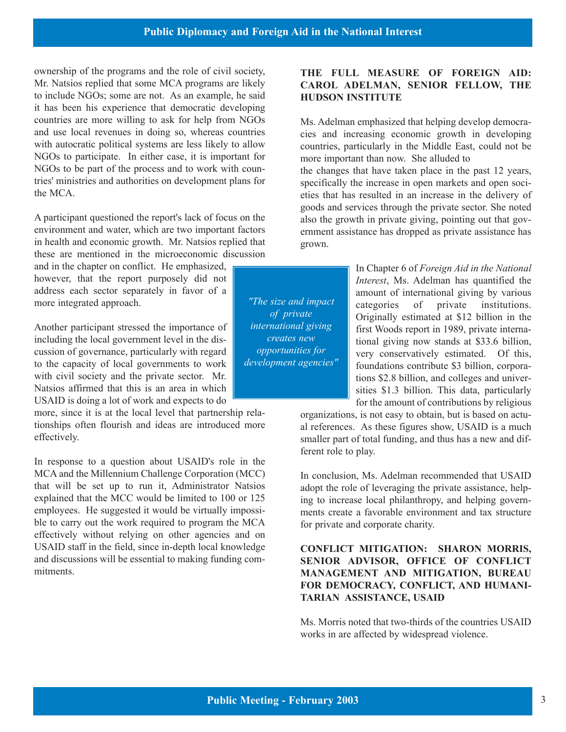ownership of the programs and the role of civil society, Mr. Natsios replied that some MCA programs are likely to include NGOs; some are not. As an example, he said it has been his experience that democratic developing countries are more willing to ask for help from NGOs and use local revenues in doing so, whereas countries with autocratic political systems are less likely to allow NGOs to participate. In either case, it is important for NGOs to be part of the process and to work with countries' ministries and authorities on development plans for the MCA.

A participant questioned the report's lack of focus on the environment and water, which are two important factors in health and economic growth. Mr. Natsios replied that these are mentioned in the microeconomic discussion and in the chapter on conflict. He emphasized, however, that the report purposely did not address each sector separately in favor of a more integrated approach.

Another participant stressed the importance of including the local government level in the discussion of governance, particularly with regard to the capacity of local governments to work with civil society and the private sector. Mr. Natsios affirmed that this is an area in which USAID is doing a lot of work and expects to do more, since it is at the local level that partnership relationships often flourish and ideas are introduced more effectively.

In response to a question about USAID's role in the MCA and the Millennium Challenge Corporation (MCC) that will be set up to run it, Administrator Natsios explained that the MCC would be limited to 100 or 125 employees. He suggested it would be virtually impossible to carry out the work required to program the MCA effectively without relying on other agencies and on USAID staff in the field, since in-depth local knowledge and discussions will be essential to making funding commitments.

## THE FULL MEASURE OF FOREIGN AID: CAROL ADELMAN, SENIOR FELLOW, THE HUDSON INSTITUTE

Ms. Adelman emphasized that helping develop democracies and increasing economic growth in developing countries, particularly in the Middle East, could not be more important than now. She alluded to the changes that have taken place in the past 12 years, specifically the increase in open markets and open societies that has resulted in an increase in the delivery of goods and services through the private sector. She noted also the growth in private giving, pointing out that government assistance has dropped as private assistance has grown.

> *"The size and impact of private international giving creates new opportunities for development agencies"*

In Chapter 6 of *Foreign Aid in the National Interest*, Ms. Adelman has quantified the amount of international giving by various categories of private institutions. Originally estimated at $12 billion in the first Woods report in 1989, private international giving now stands at $33.6 billion, very conservatively estimated. Of this, foundations contribute $3 billion, corporations $2.8 billion, and colleges and universities $1.3 billion. This data, particularly for the amount of contributions by religious organizations, is not easy to obtain, but is based on actual references. As these figures show, USAID is a much smaller part of total funding, and thus has a new and different role to play.

In conclusion, Ms. Adelman recommended that USAID adopt the role of leveraging the private assistance, helping to increase local philanthropy, and helping governments create a favorable environment and tax structure for private and corporate charity.

## CONFLICT MITIGATION: SHARON MORRIS, SENIOR ADVISOR, OFFICE OF CONFLICT MANAGEMENT AND MITIGATION, BUREAU FOR DEMOCRACY, CONFLICT, AND HUMANITARIAN ASSISTANCE, USAID

Ms. Morris noted that two-thirds of the countries USAID works in are affected by widespread violence.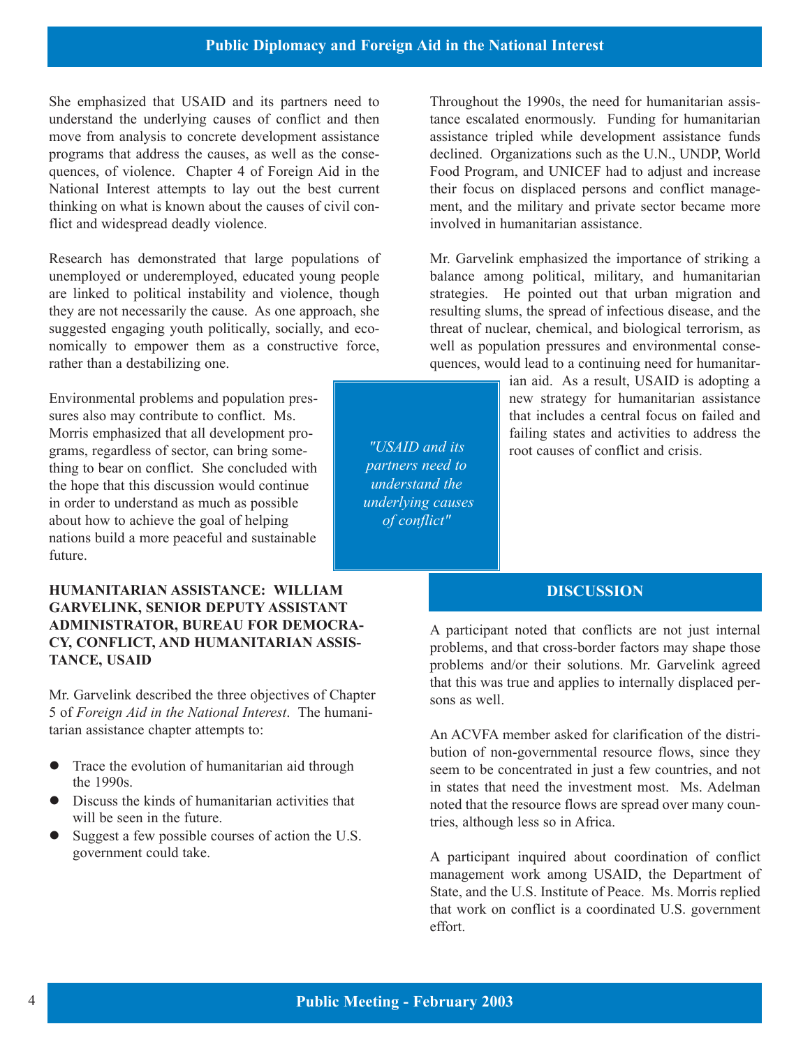She emphasized that USAID and its partners need to understand the underlying causes of conflict and then move from analysis to concrete development assistance programs that address the causes, as well as the consequences, of violence. Chapter 4 of Foreign Aid in the National Interest attempts to lay out the best current thinking on what is known about the causes of civil conflict and widespread deadly violence.

Research has demonstrated that large populations of unemployed or underemployed, educated young people are linked to political instability and violence, though they are not necessarily the cause. As one approach, she suggested engaging youth politically, socially, and economically to empower them as a constructive force, rather than a destabilizing one.

Environmental problems and population pressures also may contribute to conflict. Ms. Morris emphasized that all development programs, regardless of sector, can bring something to bear on conflict. She concluded with the hope that this discussion would continue in order to understand as much as possible about how to achieve the goal of helping nations build a more peaceful and sustainable future.

> *"USAID and its partners need to understand the underlying causes of conflict"*

### HUMANITARIAN ASSISTANCE: WILLIAM GARVELINK, SENIOR DEPUTY ASSISTANT ADMINISTRATOR, BUREAU FOR DEMOCRACY, CONFLICT, AND HUMANITARIAN ASSISTANCE, USAID

Mr. Garvelink described the three objectives of Chapter 5 of *Foreign Aid in the National Interest*. The humanitarian assistance chapter attempts to:

- Trace the evolution of humanitarian aid through the 1990s.
- Discuss the kinds of humanitarian activities that will be seen in the future.
- Suggest a few possible courses of action the U.S. government could take.

Throughout the 1990s, the need for humanitarian assistance escalated enormously. Funding for humanitarian assistance tripled while development assistance funds declined. Organizations such as the U.N., UNDP, World Food Program, and UNICEF had to adjust and increase their focus on displaced persons and conflict management, and the military and private sector became more involved in humanitarian assistance.

Mr. Garvelink emphasized the importance of striking a balance among political, military, and humanitarian strategies. He pointed out that urban migration and resulting slums, the spread of infectious disease, and the threat of nuclear, chemical, and biological terrorism, as well as population pressures and environmental consequences, would lead to a continuing need for humanitarian aid. As a result, USAID is adopting a new strategy for humanitarian assistance that includes a central focus on failed and failing states and activities to address the root causes of conflict and crisis.

## DISCUSSION

A participant noted that conflicts are not just internal problems, and that cross-border factors may shape those problems and/or their solutions. Mr. Garvelink agreed that this was true and applies to internally displaced persons as well.

An ACVFA member asked for clarification of the distribution of non-governmental resource flows, since they seem to be concentrated in just a few countries, and not in states that need the investment most. Ms. Adelman noted that the resource flows are spread over many countries, although less so in Africa.

A participant inquired about coordination of conflict management work among USAID, the Department of State, and the U.S. Institute of Peace. Ms. Morris replied that work on conflict is a coordinated U.S. government effort.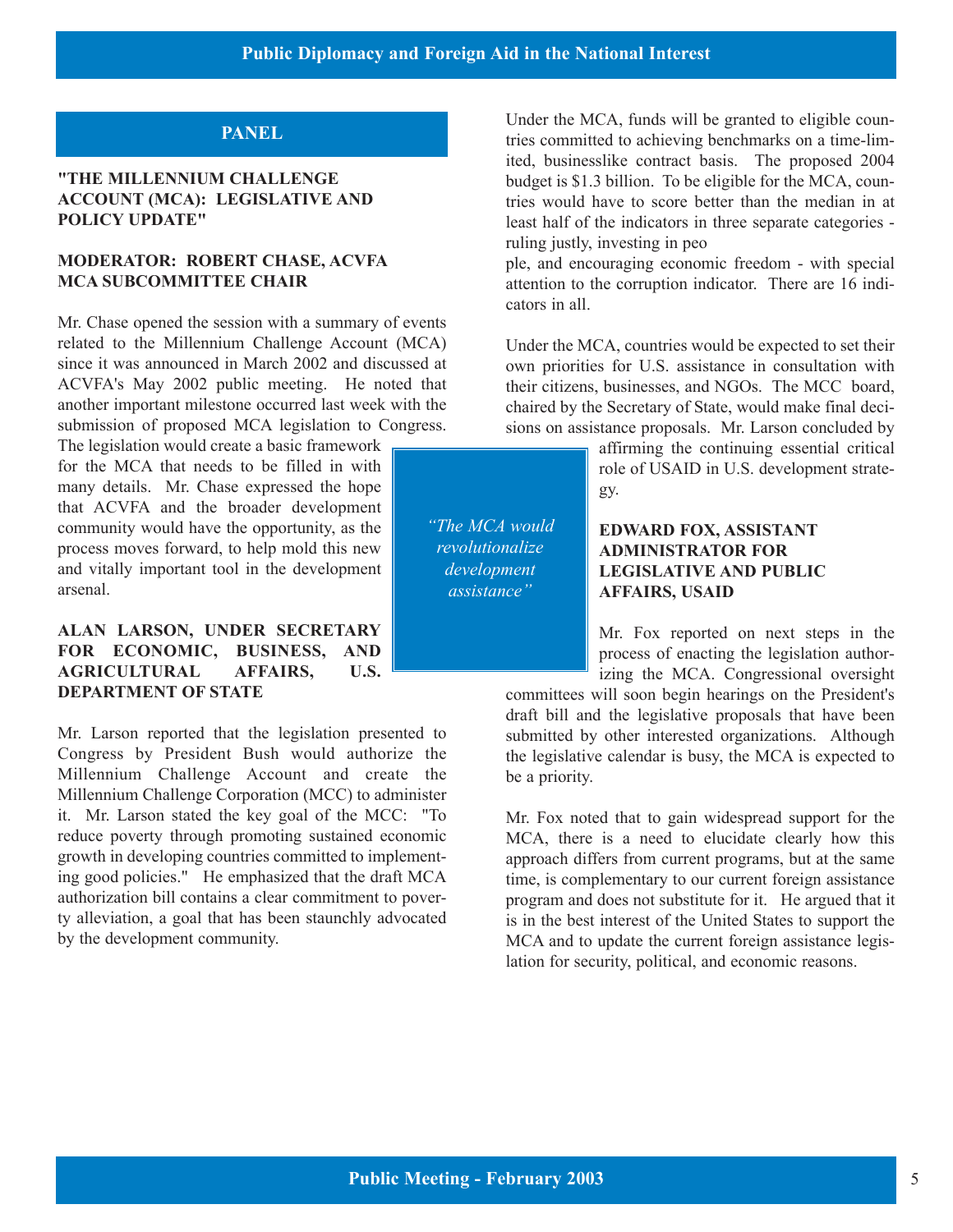## PANEL

### "THE MILLENNIUM CHALLENGE ACCOUNT (MCA): LEGISLATIVE AND POLICY UPDATE"

### MODERATOR: ROBERT CHASE, ACVFA MCA SUBCOMMITTEE CHAIR

Mr. Chase opened the session with a summary of events related to the Millennium Challenge Account (MCA) since it was announced in March 2002 and discussed at ACVFA's May 2002 public meeting. He noted that another important milestone occurred last week with the submission of proposed MCA legislation to Congress. The legislation would create a basic framework for the MCA that needs to be filled in with many details. Mr. Chase expressed the hope that ACVFA and the broader development community would have the opportunity, as the process moves forward, to help mold this new and vitally important tool in the development arsenal.

### ALAN LARSON, UNDER SECRETARY FOR ECONOMIC, BUSINESS, AND AGRICULTURAL AFFAIRS, U.S. DEPARTMENT OF STATE

Mr. Larson reported that the legislation presented to Congress by President Bush would authorize the Millennium Challenge Account and create the Millennium Challenge Corporation (MCC) to administer it. Mr. Larson stated the key goal of the MCC: "To reduce poverty through promoting sustained economic growth in developing countries committed to implementing good policies." He emphasized that the draft MCA authorization bill contains a clear commitment to poverty alleviation, a goal that has been staunchly advocated by the development community.

Under the MCA, funds will be granted to eligible countries committed to achieving benchmarks on a time-limited, businesslike contract basis. The proposed 2004 budget is $1.3 billion. To be eligible for the MCA, countries would have to score better than the median in at least half of the indicators in three separate categories - ruling justly, investing in people, and encouraging economic freedom - with special attention to the corruption indicator. There are 16 indicators in all.

Under the MCA, countries would be expected to set their own priorities for U.S. assistance in consultation with their citizens, businesses, and NGOs. The MCC board, chaired by the Secretary of State, would make final decisions on assistance proposals. Mr. Larson concluded by affirming the continuing essential critical role of USAID in U.S. development strategy.

*"The MCA would revolutionalize development assistance"*

### EDWARD FOX, ASSISTANT ADMINISTRATOR FOR LEGISLATIVE AND PUBLIC AFFAIRS, USAID

Mr. Fox reported on next steps in the process of enacting the legislation authorizing the MCA. Congressional oversight committees will soon begin hearings on the President's draft bill and the legislative proposals that have been submitted by other interested organizations. Although the legislative calendar is busy, the MCA is expected to be a priority.

Mr. Fox noted that to gain widespread support for the MCA, there is a need to elucidate clearly how this approach differs from current programs, but at the same time, is complementary to our current foreign assistance program and does not substitute for it. He argued that it is in the best interest of the United States to support the MCA and to update the current foreign assistance legislation for security, political, and economic reasons.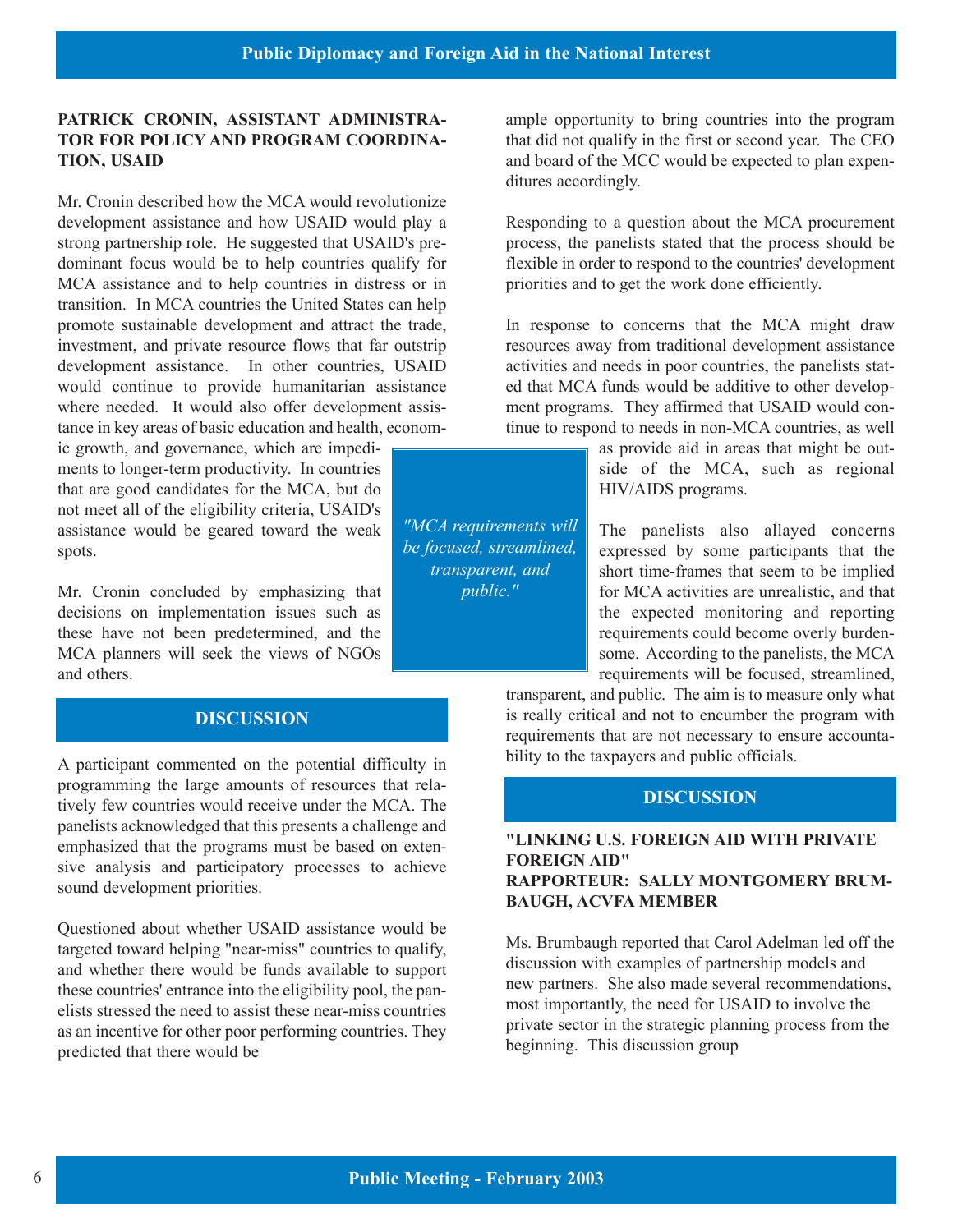**PATRICK CRONIN, ASSISTANT ADMINISTRATOR FOR POLICY AND PROGRAM COORDINATION, USAID**

Mr. Cronin described how the MCA would revolutionize development assistance and how USAID would play a strong partnership role. He suggested that USAID's predominant focus would be to help countries qualify for MCA assistance and to help countries in distress or in transition. In MCA countries the United States can help promote sustainable development and attract the trade, investment, and private resource flows that far outstrip development assistance. In other countries, USAID would continue to provide humanitarian assistance where needed. It would also offer development assistance in key areas of basic education and health, economic growth, and governance, which are impediments to longer-term productivity. In countries that are good candidates for the MCA, but do not meet all of the eligibility criteria, USAID's assistance would be geared toward the weak spots.

Mr. Cronin concluded by emphasizing that decisions on implementation issues such as these have not been predetermined, and the MCA planners will seek the views of NGOs and others.

## DISCUSSION

A participant commented on the potential difficulty in programming the large amounts of resources that relatively few countries would receive under the MCA. The panelists acknowledged that this presents a challenge and emphasized that the programs must be based on extensive analysis and participatory processes to achieve sound development priorities.

Questioned about whether USAID assistance would be targeted toward helping "near-miss" countries to qualify, and whether there would be funds available to support these countries' entrance into the eligibility pool, the panelists stressed the need to assist these near-miss countries as an incentive for other poor performing countries. They predicted that there would be ample opportunity to bring countries into the program that did not qualify in the first or second year. The CEO and board of the MCC would be expected to plan expenditures accordingly.

Responding to a question about the MCA procurement process, the panelists stated that the process should be flexible in order to respond to the countries' development priorities and to get the work done efficiently.

In response to concerns that the MCA might draw resources away from traditional development assistance activities and needs in poor countries, the panelists stated that MCA funds would be additive to other development programs. They affirmed that USAID would continue to respond to needs in non-MCA countries, as well as provide aid in areas that might be outside of the MCA, such as regional HIV/AIDS programs.

*"MCA requirements will be focused, streamlined, transparent, and public."*

The panelists also allayed concerns expressed by some participants that the short time-frames that seem to be implied for MCA activities are unrealistic, and that the expected monitoring and reporting requirements could become overly burdensome. According to the panelists, the MCA requirements will be focused, streamlined, transparent, and public. The aim is to measure only what is really critical and not to encumber the program with requirements that are not necessary to ensure accountability to the taxpayers and public officials.

## DISCUSSION

**"LINKING U.S. FOREIGN AID WITH PRIVATE FOREIGN AID"**
**RAPPORTEUR: SALLY MONTGOMERY BRUMBAUGH, ACVFA MEMBER**

Ms. Brumbaugh reported that Carol Adelman led off the discussion with examples of partnership models and new partners. She also made several recommendations, most importantly, the need for USAID to involve the private sector in the strategic planning process from the beginning. This discussion group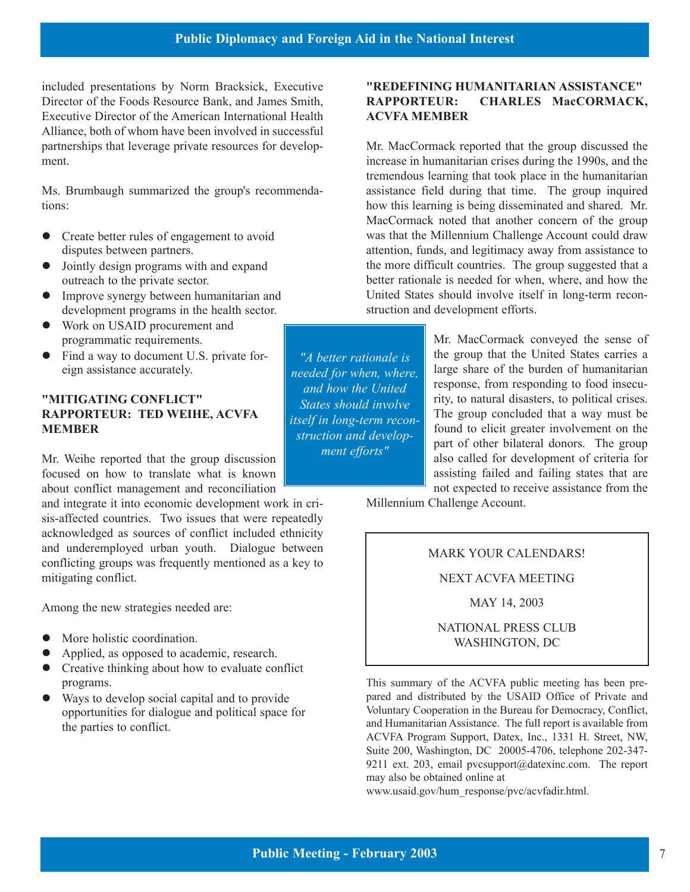included presentations by Norm Bracksick, Executive Director of the Foods Resource Bank, and James Smith, Executive Director of the American International Health Alliance, both of whom have been involved in successful partnerships that leverage private resources for development.

Ms. Brumbaugh summarized the group's recommendations:

- Create better rules of engagement to avoid disputes between partners.
- Jointly design programs with and expand outreach to the private sector.
- Improve synergy between humanitarian and development programs in the health sector.
- Work on USAID procurement and programmatic requirements.
- Find a way to document U.S. private foreign assistance accurately.

### "MITIGATING CONFLICT" RAPPORTEUR: TED WEIHE, ACVFA MEMBER

Mr. Weihe reported that the group discussion focused on how to translate what is known about conflict management and reconciliation and integrate it into economic development work in crisis-affected countries. Two issues that were repeatedly acknowledged as sources of conflict included ethnicity and underemployed urban youth. Dialogue between conflicting groups was frequently mentioned as a key to mitigating conflict.

Among the new strategies needed are:

- More holistic coordination.
- Applied, as opposed to academic, research.
- Creative thinking about how to evaluate conflict programs.
- Ways to develop social capital and to provide opportunities for dialogue and political space for the parties to conflict.

### "REDEFINING HUMANITARIAN ASSISTANCE" RAPPORTEUR: CHARLES MacCORMACK, ACVFA MEMBER

Mr. MacCormack reported that the group discussed the increase in humanitarian crises during the 1990s, and the tremendous learning that took place in the humanitarian assistance field during that time. The group inquired how this learning is being disseminated and shared. Mr. MacCormack noted that another concern of the group was that the Millennium Challenge Account could draw attention, funds, and legitimacy away from assistance to the more difficult countries. The group suggested that a better rationale is needed for when, where, and how the United States should involve itself in long-term reconstruction and development efforts.

*"A better rationale is needed for when, where, and how the United States should involve itself in long-term reconstruction and development efforts"*

Mr. MacCormack conveyed the sense of the group that the United States carries a large share of the burden of humanitarian response, from responding to food insecurity, to natural disasters, to political crises. The group concluded that a way must be found to elicit greater involvement on the part of other bilateral donors. The group also called for development of criteria for assisting failed and failing states that are not expected to receive assistance from the Millennium Challenge Account.

MARK YOUR CALENDARS!

NEXT ACVFA MEETING

MAY 14, 2003

NATIONAL PRESS CLUB
WASHINGTON, DC

This summary of the ACVFA public meeting has been prepared and distributed by the USAID Office of Private and Voluntary Cooperation in the Bureau for Democracy, Conflict, and Humanitarian Assistance. The full report is available from ACVFA Program Support, Datex, Inc., 1331 H. Street, NW, Suite 200, Washington, DC 20005-4706, telephone 202-347-9211 ext. 203, email pvcsupport@datexinc.com. The report may also be obtained online at www.usaid.gov/hum_response/pvc/acvfadir.html.